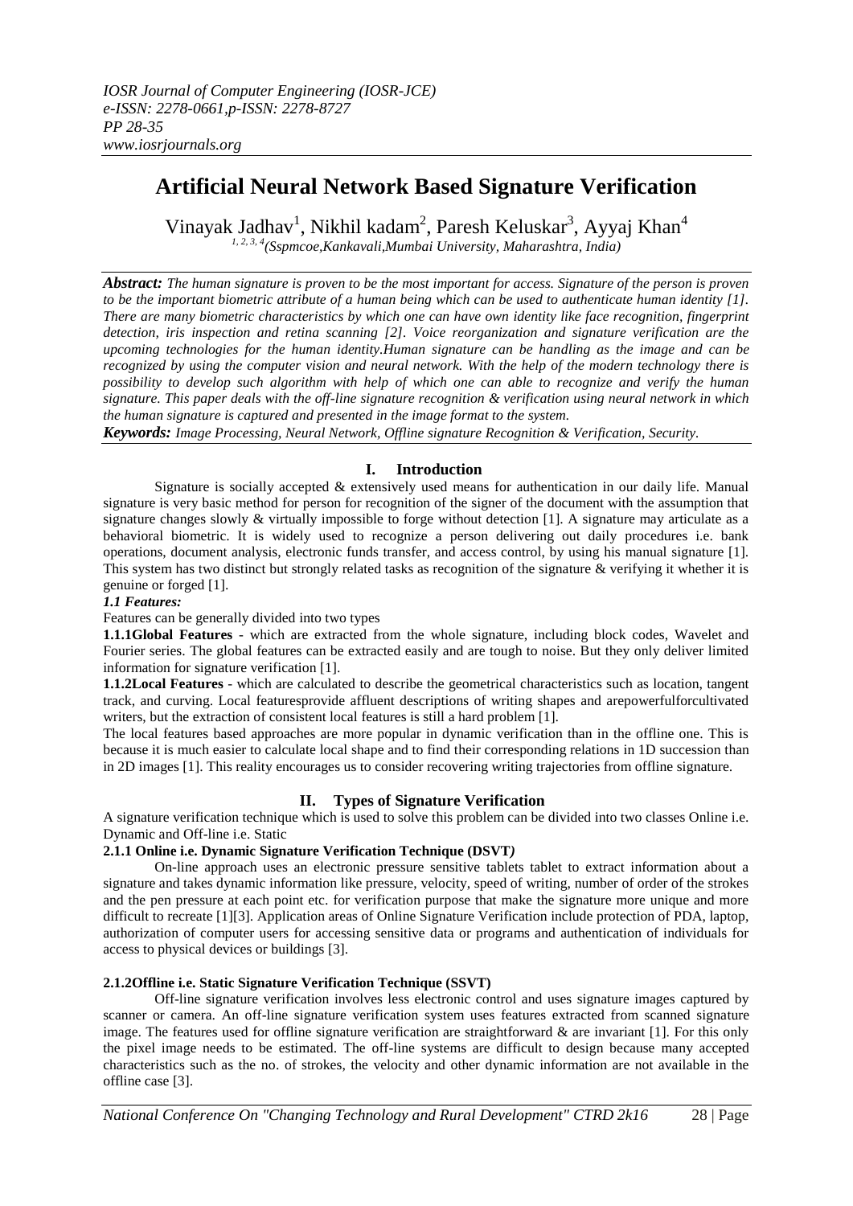# Artificial Neural Network Based Signature Verification

Vinayak Jadhav[1], Nikhil kadam[2], Paresh Keluskar[3], Ayyaj Khan[4]

*[1, 2, 3, 4](Sspmcoe,Kankavali,Mumbai University, Maharashtra, India)*

***Abstract:*** *The human signature is proven to be the most important for access. Signature of the person is proven to be the important biometric attribute of a human being which can be used to authenticate human identity [1]. There are many biometric characteristics by which one can have own identity like face recognition, fingerprint detection, iris inspection and retina scanning [2]. Voice reorganization and signature verification are the upcoming technologies for the human identity.Human signature can be handling as the image and can be recognized by using the computer vision and neural network. With the help of the modern technology there is possibility to develop such algorithm with help of which one can able to recognize and verify the human signature. This paper deals with the off-line signature recognition & verification using neural network in which the human signature is captured and presented in the image format to the system.*

***Keywords:*** *Image Processing, Neural Network, Offline signature Recognition & Verification, Security.*

## I. Introduction

Signature is socially accepted & extensively used means for authentication in our daily life. Manual signature is very basic method for person for recognition of the signer of the document with the assumption that signature changes slowly & virtually impossible to forge without detection [1]. A signature may articulate as a behavioral biometric. It is widely used to recognize a person delivering out daily procedures i.e. bank operations, document analysis, electronic funds transfer, and access control, by using his manual signature [1]. This system has two distinct but strongly related tasks as recognition of the signature & verifying it whether it is genuine or forged [1].

### *1.1 Features:*

Features can be generally divided into two types

**1.1.1Global Features** - which are extracted from the whole signature, including block codes, Wavelet and Fourier series. The global features can be extracted easily and are tough to noise. But they only deliver limited information for signature verification [1].

**1.1.2Local Features** - which are calculated to describe the geometrical characteristics such as location, tangent track, and curving. Local featuresprovide affluent descriptions of writing shapes and arepowerfulforcultivated writers, but the extraction of consistent local features is still a hard problem [1].

The local features based approaches are more popular in dynamic verification than in the offline one. This is because it is much easier to calculate local shape and to find their corresponding relations in 1D succession than in 2D images [1]. This reality encourages us to consider recovering writing trajectories from offline signature.

## II. Types of Signature Verification

A signature verification technique which is used to solve this problem can be divided into two classes Online i.e. Dynamic and Off-line i.e. Static

### 2.1.1 Online i.e. Dynamic Signature Verification Technique (DSVT*)*

On-line approach uses an electronic pressure sensitive tablets tablet to extract information about a signature and takes dynamic information like pressure, velocity, speed of writing, number of order of the strokes and the pen pressure at each point etc. for verification purpose that make the signature more unique and more difficult to recreate [1][3]. Application areas of Online Signature Verification include protection of PDA, laptop, authorization of computer users for accessing sensitive data or programs and authentication of individuals for access to physical devices or buildings [3].

### 2.1.2Offline i.e. Static Signature Verification Technique (SSVT)

Off-line signature verification involves less electronic control and uses signature images captured by scanner or camera. An off-line signature verification system uses features extracted from scanned signature image. The features used for offline signature verification are straightforward & are invariant [1]. For this only the pixel image needs to be estimated. The off-line systems are difficult to design because many accepted characteristics such as the no. of strokes, the velocity and other dynamic information are not available in the offline case [3].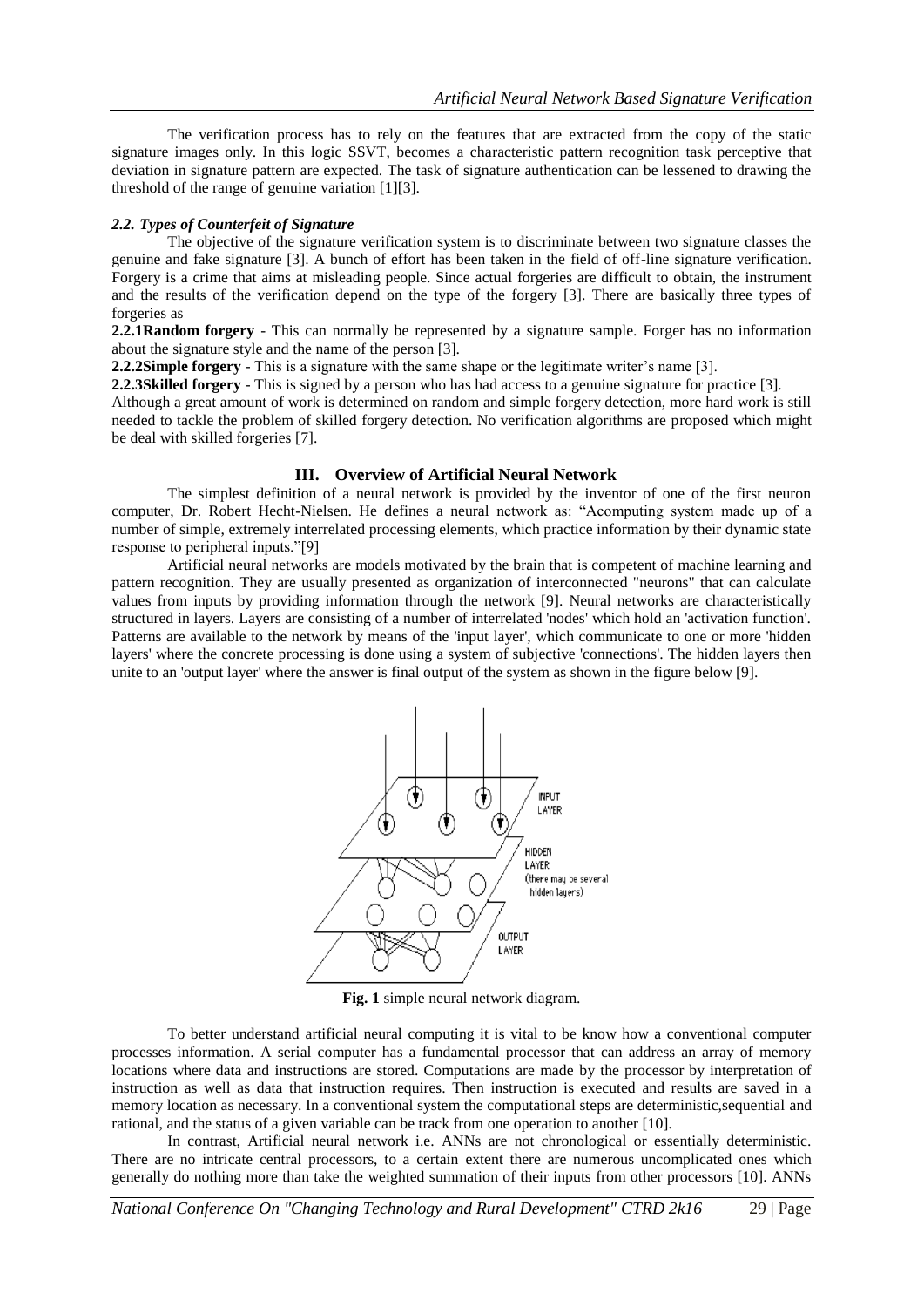The verification process has to rely on the features that are extracted from the copy of the static signature images only. In this logic SSVT, becomes a characteristic pattern recognition task perceptive that deviation in signature pattern are expected. The task of signature authentication can be lessened to drawing the threshold of the range of genuine variation [1][3].

### *2.2. Types of Counterfeit of Signature*

The objective of the signature verification system is to discriminate between two signature classes the genuine and fake signature [3]. A bunch of effort has been taken in the field of off-line signature verification. Forgery is a crime that aims at misleading people. Since actual forgeries are difficult to obtain, the instrument and the results of the verification depend on the type of the forgery [3]. There are basically three types of forgeries as

**2.2.1Random forgery** - This can normally be represented by a signature sample. Forger has no information about the signature style and the name of the person [3].

**2.2.2Simple forgery** - This is a signature with the same shape or the legitimate writer's name [3].

**2.2.3Skilled forgery** - This is signed by a person who has had access to a genuine signature for practice [3].

Although a great amount of work is determined on random and simple forgery detection, more hard work is still needed to tackle the problem of skilled forgery detection. No verification algorithms are proposed which might be deal with skilled forgeries [7].

## III. Overview of Artificial Neural Network

The simplest definition of a neural network is provided by the inventor of one of the first neuron computer, Dr. Robert Hecht-Nielsen. He defines a neural network as: "Acomputing system made up of a number of simple, extremely interrelated processing elements, which practice information by their dynamic state response to peripheral inputs."[9]

Artificial neural networks are models motivated by the brain that is competent of machine learning and pattern recognition. They are usually presented as organization of interconnected "neurons" that can calculate values from inputs by providing information through the network [9]. Neural networks are characteristically structured in layers. Layers are consisting of a number of interrelated 'nodes' which hold an 'activation function'. Patterns are available to the network by means of the 'input layer', which communicate to one or more 'hidden layers' where the concrete processing is done using a system of subjective 'connections'. The hidden layers then unite to an 'output layer' where the answer is final output of the system as shown in the figure below [9].

**Fig. 1** simple neural network diagram.

To better understand artificial neural computing it is vital to be know how a conventional computer processes information. A serial computer has a fundamental processor that can address an array of memory locations where data and instructions are stored. Computations are made by the processor by interpretation of instruction as well as data that instruction requires. Then instruction is executed and results are saved in a memory location as necessary. In a conventional system the computational steps are deterministic,sequential and rational, and the status of a given variable can be track from one operation to another [10].

In contrast, Artificial neural network i.e. ANNs are not chronological or essentially deterministic. There are no intricate central processors, to a certain extent there are numerous uncomplicated ones which generally do nothing more than take the weighted summation of their inputs from other processors [10]. ANNs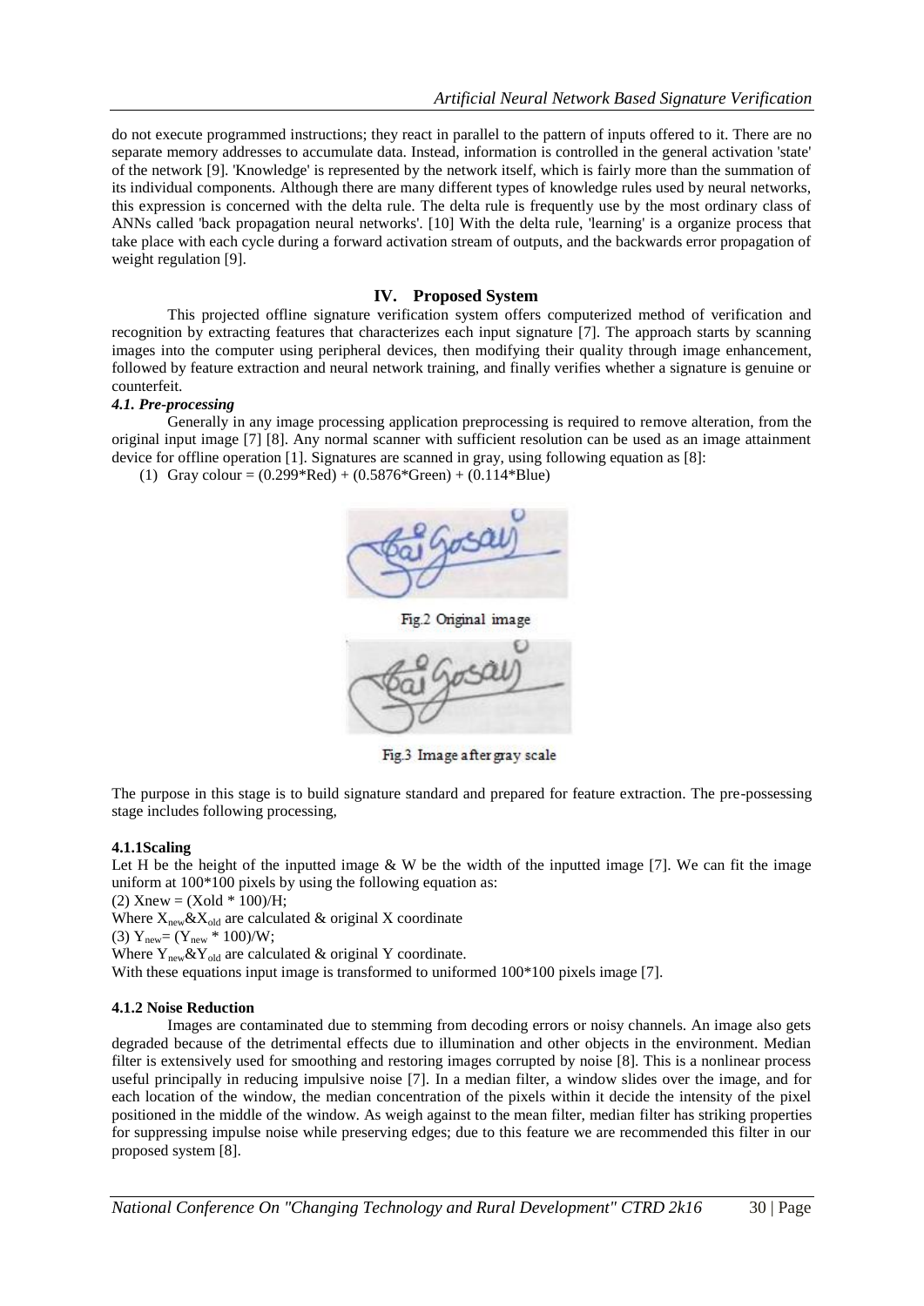do not execute programmed instructions; they react in parallel to the pattern of inputs offered to it. There are no separate memory addresses to accumulate data. Instead, information is controlled in the general activation 'state' of the network [9]. 'Knowledge' is represented by the network itself, which is fairly more than the summation of its individual components. Although there are many different types of knowledge rules used by neural networks, this expression is concerned with the delta rule. The delta rule is frequently use by the most ordinary class of ANNs called 'back propagation neural networks'. [10] With the delta rule, 'learning' is a organize process that take place with each cycle during a forward activation stream of outputs, and the backwards error propagation of weight regulation [9].

## IV. Proposed System

This projected offline signature verification system offers computerized method of verification and recognition by extracting features that characterizes each input signature [7]. The approach starts by scanning images into the computer using peripheral devices, then modifying their quality through image enhancement, followed by feature extraction and neural network training, and finally verifies whether a signature is genuine or counterfeit.

### *4.1. Pre-processing*

Generally in any image processing application preprocessing is required to remove alteration, from the original input image [7] [8]. Any normal scanner with sufficient resolution can be used as an image attainment device for offline operation [1]. Signatures are scanned in gray, using following equation as [8]:

(1) Gray colour = (0.299*Red) + (0.5876*Green) + (0.114*Blue)

Fig.2 Original image

Fig.3 Image after gray scale

The purpose in this stage is to build signature standard and prepared for feature extraction. The pre-possessing stage includes following processing,

#### 4.1.1Scaling

Let H be the height of the inputted image & W be the width of the inputted image [7]. We can fit the image uniform at 100*100 pixels by using the following equation as:

(2) Xnew = (Xold * 100)/H;

Where $X_{new}$&$X_{old}$ are calculated & original X coordinate

(3) $Y_{new}$= ($Y_{new}$ * 100)/W;

Where $Y_{new}$&$Y_{old}$ are calculated & original Y coordinate.

With these equations input image is transformed to uniformed 100*100 pixels image [7].

#### 4.1.2 Noise Reduction

Images are contaminated due to stemming from decoding errors or noisy channels. An image also gets degraded because of the detrimental effects due to illumination and other objects in the environment. Median filter is extensively used for smoothing and restoring images corrupted by noise [8]. This is a nonlinear process useful principally in reducing impulsive noise [7]. In a median filter, a window slides over the image, and for each location of the window, the median concentration of the pixels within it decide the intensity of the pixel positioned in the middle of the window. As weigh against to the mean filter, median filter has striking properties for suppressing impulse noise while preserving edges; due to this feature we are recommended this filter in our proposed system [8].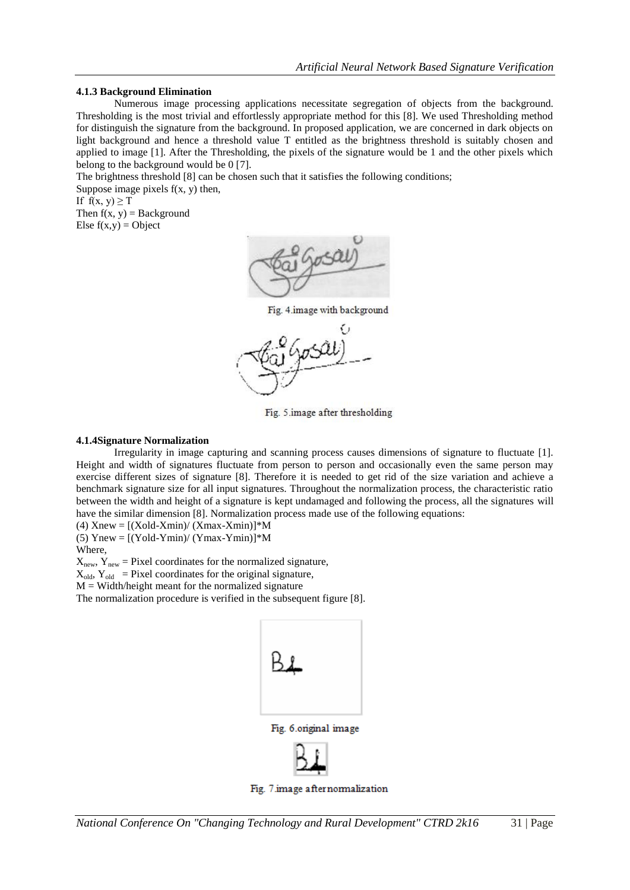#### 4.1.3 Background Elimination

Numerous image processing applications necessitate segregation of objects from the background. Thresholding is the most trivial and effortlessly appropriate method for this [8]. We used Thresholding method for distinguish the signature from the background. In proposed application, we are concerned in dark objects on light background and hence a threshold value T entitled as the brightness threshold is suitably chosen and applied to image [1]. After the Thresholding, the pixels of the signature would be 1 and the other pixels which belong to the background would be 0 [7].

The brightness threshold [8] can be chosen such that it satisfies the following conditions;

Suppose image pixels $f(x, y)$ then,

If $f(x, y) \geq T$

Then $f(x, y) = \text{Background}$

Else $f(x,y) = \text{Object}$

Fig. 4.image with background

Fig. 5.image after thresholding

#### 4.1.4Signature Normalization

Irregularity in image capturing and scanning process causes dimensions of signature to fluctuate [1]. Height and width of signatures fluctuate from person to person and occasionally even the same person may exercise different sizes of signature [8]. Therefore it is needed to get rid of the size variation and achieve a benchmark signature size for all input signatures. Throughout the normalization process, the characteristic ratio between the width and height of a signature is kept undamaged and following the process, all the signatures will have the similar dimension [8]. Normalization process made use of the following equations:

(4) $X_{new} = [(X_{old}-X_{min})/ (X_{max}-X_{min})]*M$

(5) $Y_{new} = [(Y_{old}-Y_{min})/ (Y_{max}-Y_{min})]*M$

Where,

$X_{new}$, $Y_{new}$ = Pixel coordinates for the normalized signature,

$X_{old}$, $Y_{old}$ = Pixel coordinates for the original signature,

$M$ = Width/height meant for the normalized signature

The normalization procedure is verified in the subsequent figure [8].

Fig. 6.original image

Fig. 7.image afternormalization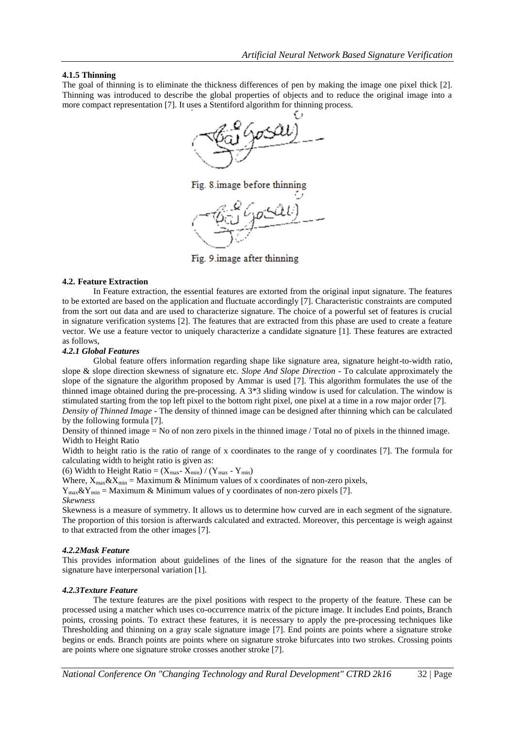### 4.1.5 Thinning

The goal of thinning is to eliminate the thickness differences of pen by making the image one pixel thick [2]. Thinning was introduced to describe the global properties of objects and to reduce the original image into a more compact representation [7]. It uses a Stentiford algorithm for thinning process.

Fig. 8.image before thinning

Fig. 9.image after thinning

### 4.2. Feature Extraction

In Feature extraction, the essential features are extorted from the original input signature. The features to be extorted are based on the application and fluctuate accordingly [7]. Characteristic constraints are computed from the sort out data and are used to characterize signature. The choice of a powerful set of features is crucial in signature verification systems [2]. The features that are extracted from this phase are used to create a feature vector. We use a feature vector to uniquely characterize a candidate signature [1]. These features are extracted as follows,

#### *4.2.1 Global Features*

Global feature offers information regarding shape like signature area, signature height-to-width ratio, slope & slope direction skewness of signature etc. *Slope And Slope Direction* - To calculate approximately the slope of the signature the algorithm proposed by Ammar is used [7]. This algorithm formulates the use of the thinned image obtained during the pre-processing. A 3*3 sliding window is used for calculation. The window is stimulated starting from the top left pixel to the bottom right pixel, one pixel at a time in a row major order [7].

*Density of Thinned Image* - The density of thinned image can be designed after thinning which can be calculated by the following formula [7].

Density of thinned image = No of non zero pixels in the thinned image / Total no of pixels in the thinned image.

Width to Height Ratio

Width to height ratio is the ratio of range of x coordinates to the range of y coordinates [7]. The formula for calculating width to height ratio is given as:

(6) Width to Height Ratio = $(X_{max} - X_{min}) / (Y_{max} - Y_{min})$

Where, $X_{max}$&$X_{min}$ = Maximum & Minimum values of x coordinates of non-zero pixels,

$Y_{max}$&$Y_{min}$ = Maximum & Minimum values of y coordinates of non-zero pixels [7].

*Skewness*

Skewness is a measure of symmetry. It allows us to determine how curved are in each segment of the signature. The proportion of this torsion is afterwards calculated and extracted. Moreover, this percentage is weigh against to that extracted from the other images [7].

#### *4.2.2Mask Feature*

This provides information about guidelines of the lines of the signature for the reason that the angles of signature have interpersonal variation [1].

#### *4.2.3Texture Feature*

The texture features are the pixel positions with respect to the property of the feature. These can be processed using a matcher which uses co-occurrence matrix of the picture image. It includes End points, Branch points, crossing points. To extract these features, it is necessary to apply the pre-processing techniques like Thresholding and thinning on a gray scale signature image [7]. End points are points where a signature stroke begins or ends. Branch points are points where on signature stroke bifurcates into two strokes. Crossing points are points where one signature stroke crosses another stroke [7].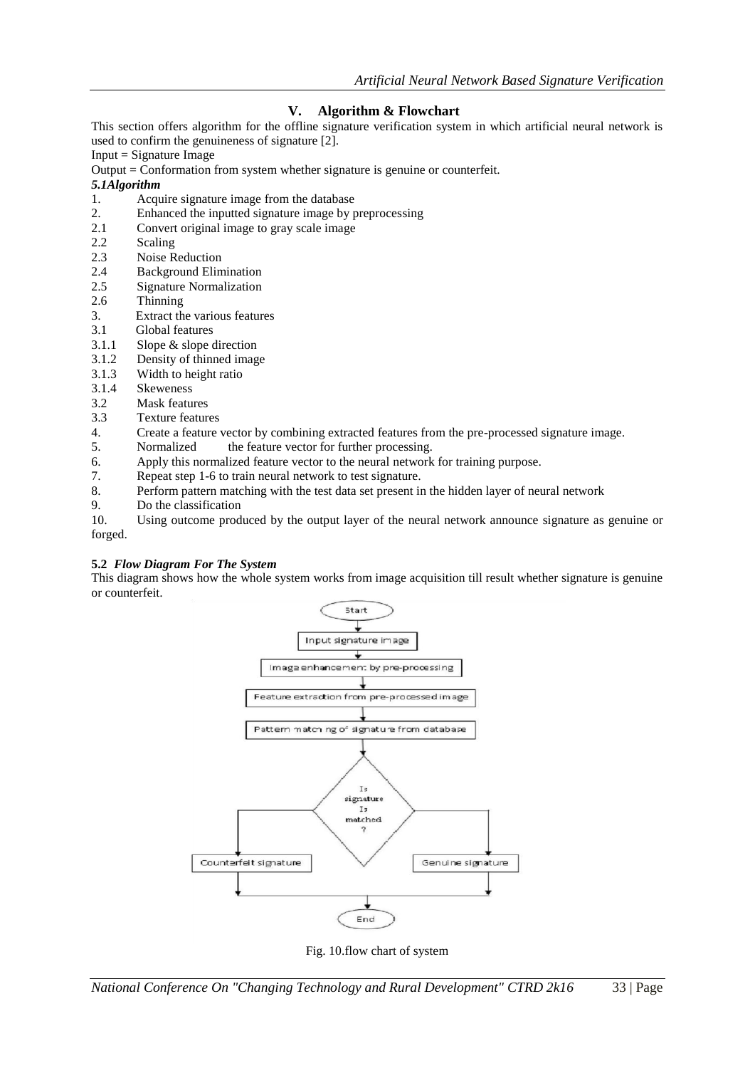## V. Algorithm & Flowchart

This section offers algorithm for the offline signature verification system in which artificial neural network is used to confirm the genuineness of signature [2].

Input = Signature Image

Output = Conformation from system whether signature is genuine or counterfeit.

### *5.1Algorithm*

1. Acquire signature image from the database
2. Enhanced the inputted signature image by preprocessing
   - 2.1 Convert original image to gray scale image
   - 2.2 Scaling
   - 2.3 Noise Reduction
   - 2.4 Background Elimination
   - 2.5 Signature Normalization
   - 2.6 Thinning
3. Extract the various features
   - 3.1 Global features
     - 3.1.1 Slope & slope direction
     - 3.1.2 Density of thinned image
     - 3.1.3 Width to height ratio
     - 3.1.4 Skeweness
   - 3.2 Mask features
   - 3.3 Texture features
4. Create a feature vector by combining extracted features from the pre-processed signature image.
5. Normalized the feature vector for further processing.
6. Apply this normalized feature vector to the neural network for training purpose.
7. Repeat step 1-6 to train neural network to test signature.
8. Perform pattern matching with the test data set present in the hidden layer of neural network
9. Do the classification
10. Using outcome produced by the output layer of the neural network announce signature as genuine or forged.

### 5.2 *Flow Diagram For The System*

This diagram shows how the whole system works from image acquisition till result whether signature is genuine or counterfeit.

Start → Input signature image → Image enhancement by pre-processing → Feature extraction from pre-processed image → Pattern matching of signature from database → Is signature Is matched ? → Counterfeit signature / Genuine signature → End

Fig. 10.flow chart of system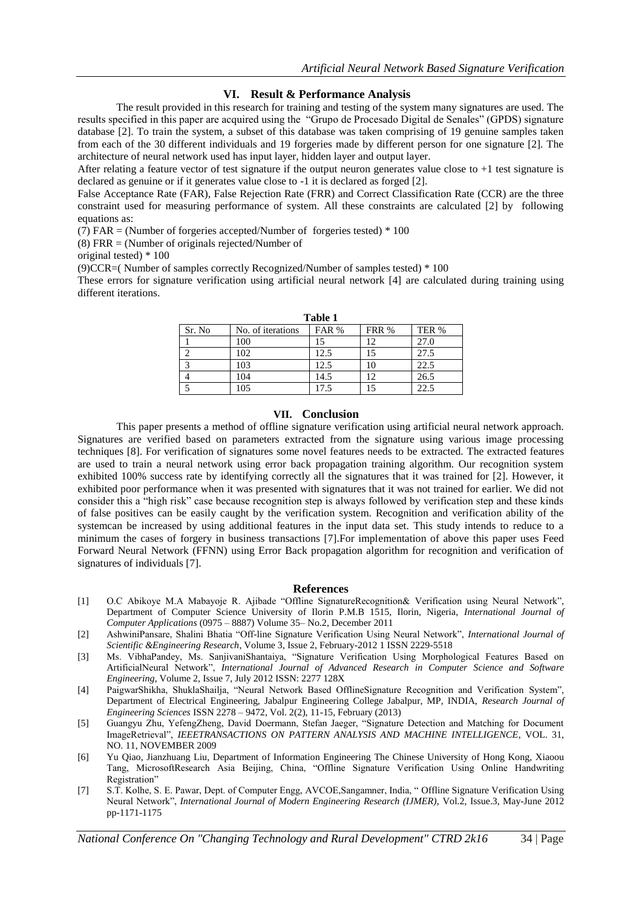## VI. Result & Performance Analysis

The result provided in this research for training and testing of the system many signatures are used. The results specified in this paper are acquired using the "Grupo de Procesado Digital de Senales" (GPDS) signature database [2]. To train the system, a subset of this database was taken comprising of 19 genuine samples taken from each of the 30 different individuals and 19 forgeries made by different person for one signature [2]. The architecture of neural network used has input layer, hidden layer and output layer.

After relating a feature vector of test signature if the output neuron generates value close to +1 test signature is declared as genuine or if it generates value close to -1 it is declared as forged [2].

False Acceptance Rate (FAR), False Rejection Rate (FRR) and Correct Classification Rate (CCR) are the three constraint used for measuring performance of system. All these constraints are calculated [2] by following equations as:

(7) FAR = (Number of forgeries accepted/Number of forgeries tested) * 100

(8) FRR = (Number of originals rejected/Number of original tested) * 100

(9)CCR=( Number of samples correctly Recognized/Number of samples tested) * 100

These errors for signature verification using artificial neural network [4] are calculated during training using different iterations.

**Table 1**

| Sr. No | No. of iterations | FAR % | FRR % | TER % |
|---|---|---|---|---|
| 1 | 100 | 15 | 12 | 27.0 |
| 2 | 102 | 12.5 | 15 | 27.5 |
| 3 | 103 | 12.5 | 10 | 22.5 |
| 4 | 104 | 14.5 | 12 | 26.5 |
| 5 | 105 | 17.5 | 15 | 22.5 |

## VII. Conclusion

This paper presents a method of offline signature verification using artificial neural network approach. Signatures are verified based on parameters extracted from the signature using various image processing techniques [8]. For verification of signatures some novel features needs to be extracted. The extracted features are used to train a neural network using error back propagation training algorithm. Our recognition system exhibited 100% success rate by identifying correctly all the signatures that it was trained for [2]. However, it exhibited poor performance when it was presented with signatures that it was not trained for earlier. We did not consider this a "high risk" case because recognition step is always followed by verification step and these kinds of false positives can be easily caught by the verification system. Recognition and verification ability of the systemcan be increased by using additional features in the input data set. This study intends to reduce to a minimum the cases of forgery in business transactions [7].For implementation of above this paper uses Feed Forward Neural Network (FFNN) using Error Back propagation algorithm for recognition and verification of signatures of individuals [7].

## References

[1] O.C Abikoye M.A Mabayoje R. Ajibade "Offline SignatureRecognition& Verification using Neural Network", Department of Computer Science University of Ilorin P.M.B 1515, Ilorin, Nigeria, *International Journal of Computer Applications* (0975 – 8887) Volume 35– No.2, December 2011

[2] AshwiniPansare, Shalini Bhatia "Off-line Signature Verification Using Neural Network", *International Journal of Scientific &Engineering Research*, Volume 3, Issue 2, February-2012 1 ISSN 2229-5518

[3] Ms. VibhaPandey, Ms. SanjivaniShantaiya, "Signature Verification Using Morphological Features Based on ArtificialNeural Network", *International Journal of Advanced Research in Computer Science and Software Engineering*, Volume 2, Issue 7, July 2012 ISSN: 2277 128X

[4] PaigwarShikha, ShuklaShailja, "Neural Network Based OfflineSignature Recognition and Verification System", Department of Electrical Engineering, Jabalpur Engineering College Jabalpur, MP, INDIA, *Research Journal of Engineering Sciences* ISSN 2278 – 9472, Vol. 2(2), 11-15, February (2013)

[5] Guangyu Zhu, YefengZheng, David Doermann, Stefan Jaeger, "Signature Detection and Matching for Document ImageRetrieval", *IEEETRANSACTIONS ON PATTERN ANALYSIS AND MACHINE INTELLIGENCE*, VOL. 31, NO. 11, NOVEMBER 2009

[6] Yu Qiao, Jianzhuang Liu, Department of Information Engineering The Chinese University of Hong Kong, Xiaoou Tang, MicrosoftResearch Asia Beijing, China, "Offline Signature Verification Using Online Handwriting Registration"

[7] S.T. Kolhe, S. E. Pawar, Dept. of Computer Engg, AVCOE,Sangamner, India, " Offline Signature Verification Using Neural Network", *International Journal of Modern Engineering Research (IJMER)*, Vol.2, Issue.3, May-June 2012 pp-1171-1175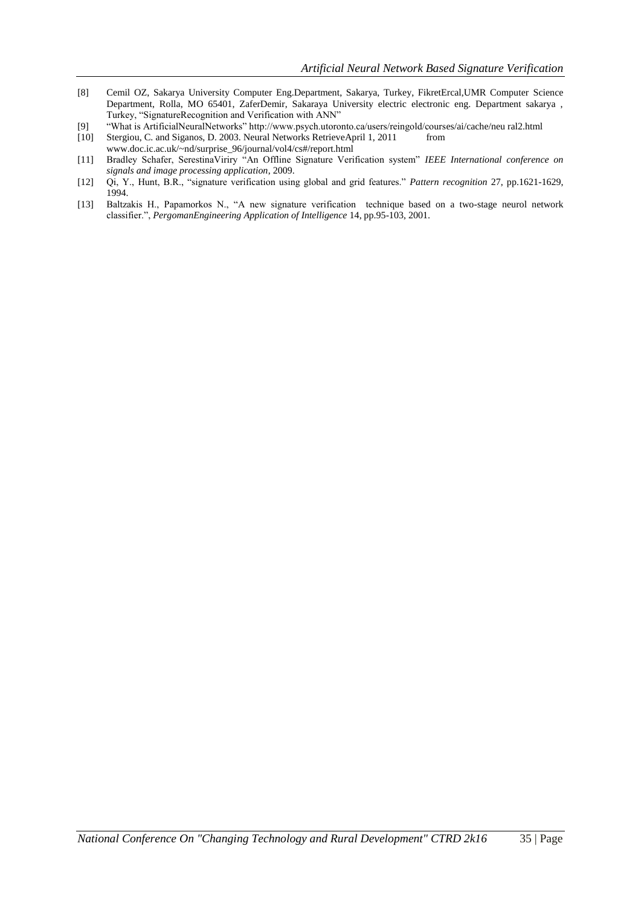[8] Cemil OZ, Sakarya University Computer Eng.Department, Sakarya, Turkey, FikretErcal,UMR Computer Science Department, Rolla, MO 65401, ZaferDemir, Sakaraya University electric electronic eng. Department sakarya , Turkey, "SignatureRecognition and Verification with ANN"

[9] "What is ArtificialNeuralNetworks" http://www.psych.utoronto.ca/users/reingold/courses/ai/cache/neu ral2.html

[10] Stergiou, C. and Siganos, D. 2003. Neural Networks RetrieveApril 1, 2011 from www.doc.ic.ac.uk/~nd/surprise_96/journal/vol4/cs#/report.html

[11] Bradley Schafer, SerestinaViriry "An Offline Signature Verification system" *IEEE International conference on signals and image processing application*, 2009.

[12] Qi, Y., Hunt, B.R., "signature verification using global and grid features." *Pattern recognition* 27, pp.1621-1629, 1994.

[13] Baltzakis H., Papamorkos N., "A new signature verification technique based on a two-stage neurol network classifier.", *PergomanEngineering Application of Intelligence* 14, pp.95-103, 2001.